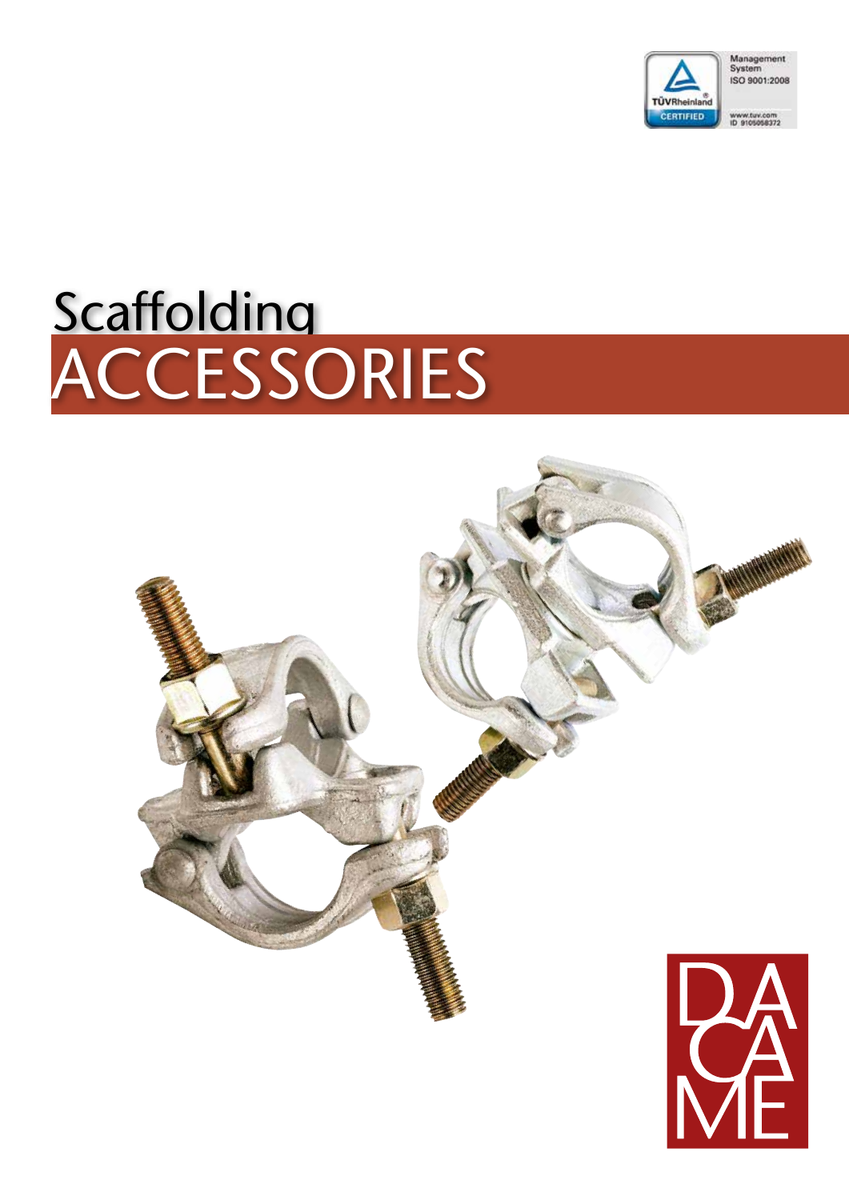Management System ISO 9001:2008

TÜVRheinland CERTIFIED

www.tuv.com ID 9105058372

# Scaffolding ACCESSORIES

DACAME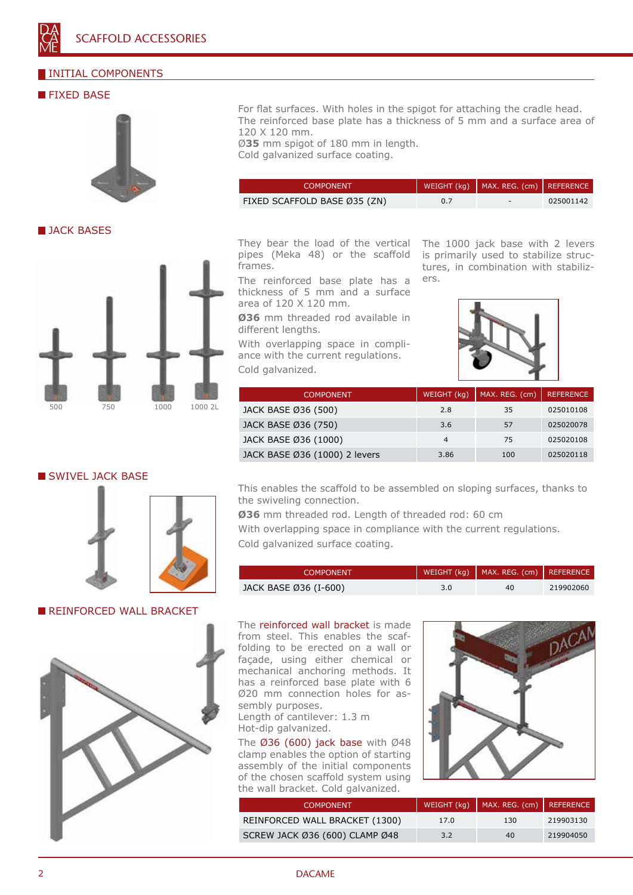# SCAFFOLD ACCESSORIES

## INITIAL COMPONENTS

### FIXED BASE

For flat surfaces. With holes in the spigot for attaching the cradle head. The reinforced base plate has a thickness of 5 mm and a surface area of 120 X 120 mm.
Ø**35** mm spigot of 180 mm in length.
Cold galvanized surface coating.

| COMPONENT | WEIGHT (kg) | MAX. REG. (cm) | REFERENCE |
|---|---|---|---|
| FIXED SCAFFOLD BASE Ø35 (ZN) | 0.7 | - | 025001142 |

### JACK BASES

500 750 1000 1000 2L

They bear the load of the vertical pipes (Meka 48) or the scaffold frames.

The reinforced base plate has a thickness of 5 mm and a surface area of 120 X 120 mm.

**Ø36** mm threaded rod available in different lengths.

With overlapping space in compliance with the current regulations.

Cold galvanized.

The 1000 jack base with 2 levers is primarily used to stabilize structures, in combination with stabilizers.

| COMPONENT | WEIGHT (kg) | MAX. REG. (cm) | REFERENCE |
|---|---|---|---|
| JACK BASE Ø36 (500) | 2.8 | 35 | 025010108 |
| JACK BASE Ø36 (750) | 3.6 | 57 | 025020078 |
| JACK BASE Ø36 (1000) | 4 | 75 | 025020108 |
| JACK BASE Ø36 (1000) 2 levers | 3.86 | 100 | 025020118 |

### SWIVEL JACK BASE

This enables the scaffold to be assembled on sloping surfaces, thanks to the swiveling connection.

**Ø36** mm threaded rod. Length of threaded rod: 60 cm

With overlapping space in compliance with the current regulations.

Cold galvanized surface coating.

| COMPONENT | WEIGHT (kg) | MAX. REG. (cm) | REFERENCE |
|---|---|---|---|
| JACK BASE Ø36 (I-600) | 3.0 | 40 | 219902060 |

### REINFORCED WALL BRACKET

The reinforced wall bracket is made from steel. This enables the scaffolding to be erected on a wall or façade, using either chemical or mechanical anchoring methods. It has a reinforced base plate with 6 Ø20 mm connection holes for assembly purposes.
Length of cantilever: 1.3 m
Hot-dip galvanized.

The Ø36 (600) jack base with Ø48 clamp enables the option of starting assembly of the initial components of the chosen scaffold system using the wall bracket. Cold galvanized.

| COMPONENT | WEIGHT (kg) | MAX. REG. (cm) | REFERENCE |
|---|---|---|---|
| REINFORCED WALL BRACKET (1300) | 17.0 | 130 | 219903130 |
| SCREW JACK Ø36 (600) CLAMP Ø48 | 3.2 | 40 | 219904050 |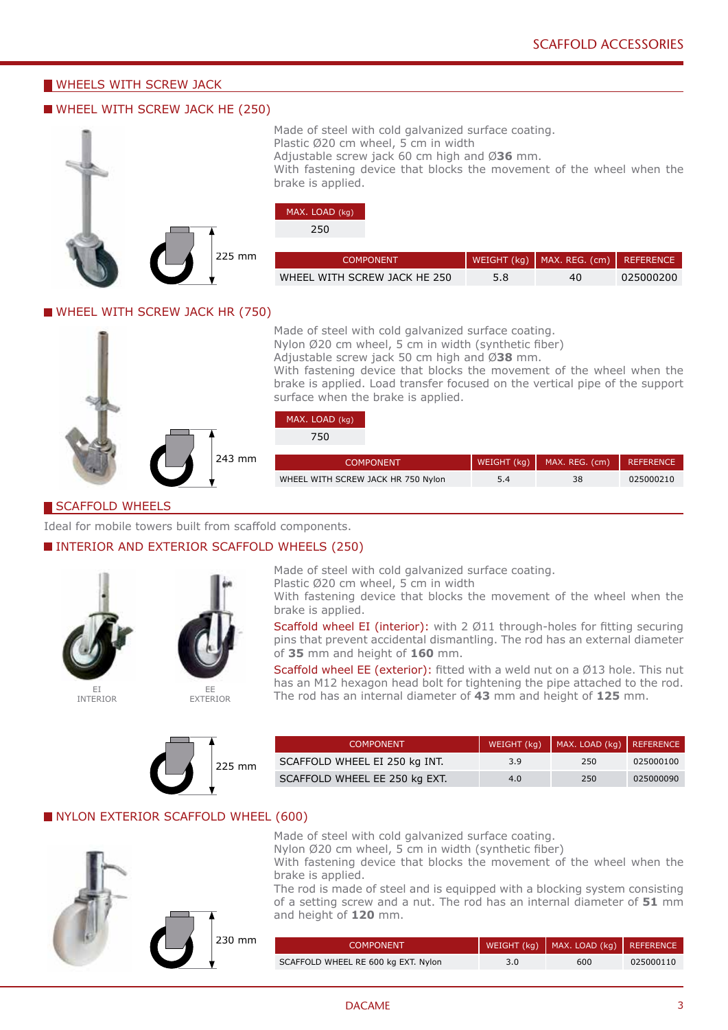## WHEELS WITH SCREW JACK

### WHEEL WITH SCREW JACK HE (250)

225 mm

Made of steel with cold galvanized surface coating.
Plastic Ø20 cm wheel, 5 cm in width
Adjustable screw jack 60 cm high and Ø**36** mm.
With fastening device that blocks the movement of the wheel when the brake is applied.

| MAX. LOAD (kg) |
|---|
| 250 |

| COMPONENT | WEIGHT (kg) | MAX. REG. (cm) | REFERENCE |
|---|---|---|---|
| WHEEL WITH SCREW JACK HE 250 | 5.8 | 40 | 025000200 |

### WHEEL WITH SCREW JACK HR (750)

243 mm

Made of steel with cold galvanized surface coating.
Nylon Ø20 cm wheel, 5 cm in width (synthetic fiber)
Adjustable screw jack 50 cm high and Ø**38** mm.
With fastening device that blocks the movement of the wheel when the brake is applied. Load transfer focused on the vertical pipe of the support surface when the brake is applied.

| MAX. LOAD (kg) |
|---|
| 750 |

| COMPONENT | WEIGHT (kg) | MAX. REG. (cm) | REFERENCE |
|---|---|---|---|
| WHEEL WITH SCREW JACK HR 750 Nylon | 5.4 | 38 | 025000210 |

## SCAFFOLD WHEELS

Ideal for mobile towers built from scaffold components.

### INTERIOR AND EXTERIOR SCAFFOLD WHEELS (250)

EI
INTERIOR

EE
EXTERIOR

Made of steel with cold galvanized surface coating.
Plastic Ø20 cm wheel, 5 cm in width
With fastening device that blocks the movement of the wheel when the brake is applied.

Scaffold wheel EI (interior): with 2 Ø11 through-holes for fitting securing pins that prevent accidental dismantling. The rod has an external diameter of **35** mm and height of **160** mm.

Scaffold wheel EE (exterior): fitted with a weld nut on a Ø13 hole. This nut has an M12 hexagon head bolt for tightening the pipe attached to the rod. The rod has an internal diameter of **43** mm and height of **125** mm.

225 mm

| COMPONENT | WEIGHT (kg) | MAX. LOAD (kg) | REFERENCE |
|---|---|---|---|
| SCAFFOLD WHEEL EI 250 kg INT. | 3.9 | 250 | 025000100 |
| SCAFFOLD WHEEL EE 250 kg EXT. | 4.0 | 250 | 025000090 |

### NYLON EXTERIOR SCAFFOLD WHEEL (600)

230 mm

Made of steel with cold galvanized surface coating.
Nylon Ø20 cm wheel, 5 cm in width (synthetic fiber)
With fastening device that blocks the movement of the wheel when the brake is applied.
The rod is made of steel and is equipped with a blocking system consisting of a setting screw and a nut. The rod has an internal diameter of **51** mm and height of **120** mm.

| COMPONENT | WEIGHT (kg) | MAX. LOAD (kg) | REFERENCE |
|---|---|---|---|
| SCAFFOLD WHEEL RE 600 kg EXT. Nylon | 3.0 | 600 | 025000110 |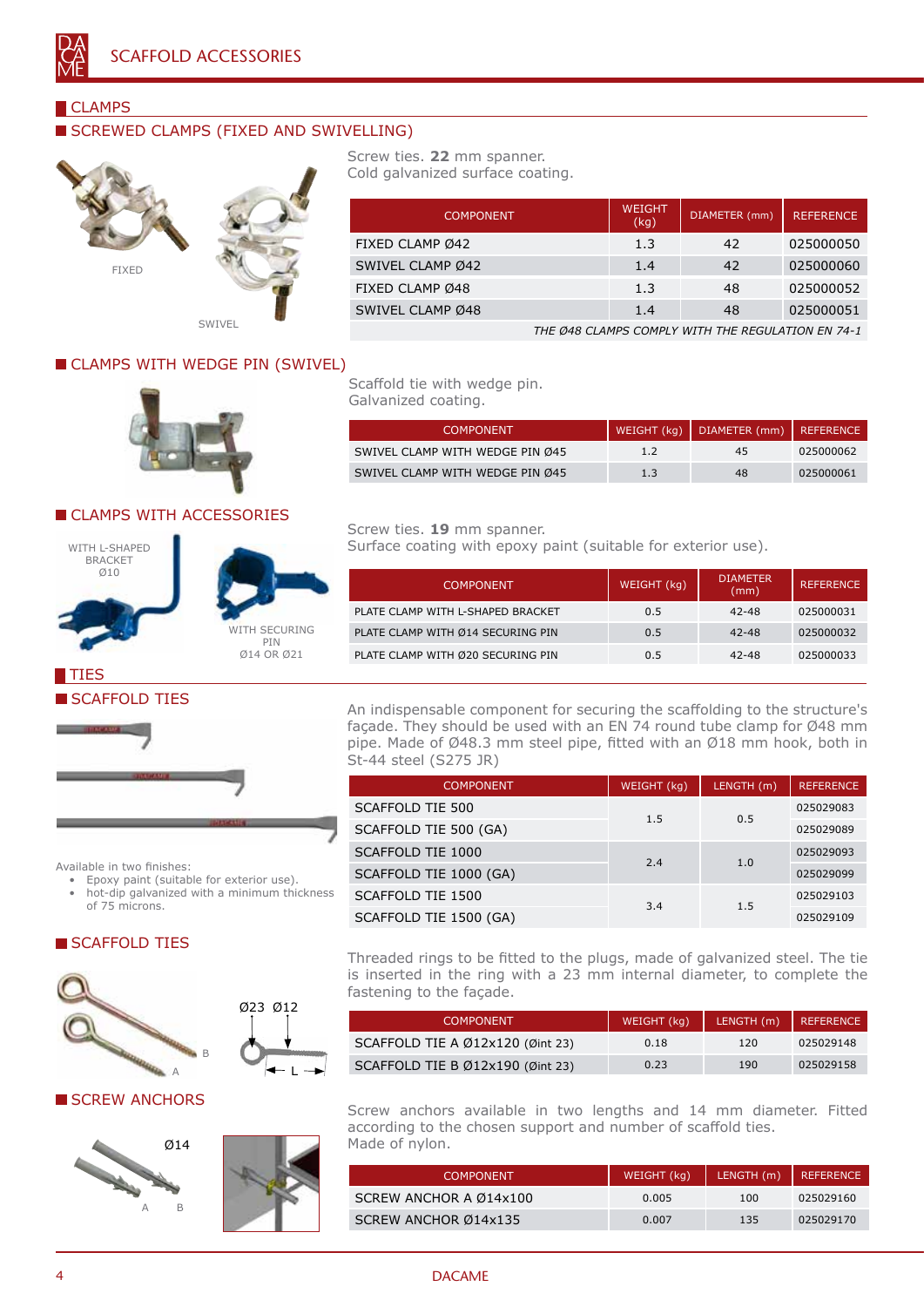# SCAFFOLD ACCESSORIES

## CLAMPS

### SCREWED CLAMPS (FIXED AND SWIVELLING)

FIXED

SWIVEL

Screw ties. **22** mm spanner.
Cold galvanized surface coating.

| COMPONENT | WEIGHT (kg) | DIAMETER (mm) | REFERENCE |
|---|---|---|---|
| FIXED CLAMP Ø42 | 1.3 | 42 | 025000050 |
| SWIVEL CLAMP Ø42 | 1.4 | 42 | 025000060 |
| FIXED CLAMP Ø48 | 1.3 | 48 | 025000052 |
| SWIVEL CLAMP Ø48 | 1.4 | 48 | 025000051 |

*THE Ø48 CLAMPS COMPLY WITH THE REGULATION EN 74-1*

### CLAMPS WITH WEDGE PIN (SWIVEL)

Scaffold tie with wedge pin.
Galvanized coating.

| COMPONENT | WEIGHT (kg) | DIAMETER (mm) | REFERENCE |
|---|---|---|---|
| SWIVEL CLAMP WITH WEDGE PIN Ø45 | 1.2 | 45 | 025000062 |
| SWIVEL CLAMP WITH WEDGE PIN Ø45 | 1.3 | 48 | 025000061 |

### CLAMPS WITH ACCESSORIES

WITH L-SHAPED BRACKET Ø10

WITH SECURING PIN Ø14 OR Ø21

Screw ties. **19** mm spanner.
Surface coating with epoxy paint (suitable for exterior use).

| COMPONENT | WEIGHT (kg) | DIAMETER (mm) | REFERENCE |
|---|---|---|---|
| PLATE CLAMP WITH L-SHAPED BRACKET | 0.5 | 42-48 | 025000031 |
| PLATE CLAMP WITH Ø14 SECURING PIN | 0.5 | 42-48 | 025000032 |
| PLATE CLAMP WITH Ø20 SECURING PIN | 0.5 | 42-48 | 025000033 |

## TIES

### SCAFFOLD TIES

An indispensable component for securing the scaffolding to the structure's façade. They should be used with an EN 74 round tube clamp for Ø48 mm pipe. Made of Ø48.3 mm steel pipe, fitted with an Ø18 mm hook, both in St-44 steel (S275 JR)

Available in two finishes:

- Epoxy paint (suitable for exterior use).
- hot-dip galvanized with a minimum thickness of 75 microns.

| COMPONENT | WEIGHT (kg) | LENGTH (m) | REFERENCE |
|---|---|---|---|
| SCAFFOLD TIE 500 | 1.5 | 0.5 | 025029083 |
| SCAFFOLD TIE 500 (GA) | | | 025029089 |
| SCAFFOLD TIE 1000 | 2.4 | 1.0 | 025029093 |
| SCAFFOLD TIE 1000 (GA) | | | 025029099 |
| SCAFFOLD TIE 1500 | 3.4 | 1.5 | 025029103 |
| SCAFFOLD TIE 1500 (GA) | | | 025029109 |

### SCAFFOLD TIES

A B

Ø23 Ø12

L

Threaded rings to be fitted to the plugs, made of galvanized steel. The tie is inserted in the ring with a 23 mm internal diameter, to complete the fastening to the façade.

| COMPONENT | WEIGHT (kg) | LENGTH (m) | REFERENCE |
|---|---|---|---|
| SCAFFOLD TIE A Ø12x120 (Øint 23) | 0.18 | 120 | 025029148 |
| SCAFFOLD TIE B Ø12x190 (Øint 23) | 0.23 | 190 | 025029158 |

### SCREW ANCHORS

Ø14

A B

Screw anchors available in two lengths and 14 mm diameter. Fitted according to the chosen support and number of scaffold ties.
Made of nylon.

| COMPONENT | WEIGHT (kg) | LENGTH (m) | REFERENCE |
|---|---|---|---|
| SCREW ANCHOR A Ø14x100 | 0.005 | 100 | 025029160 |
| SCREW ANCHOR Ø14x135 | 0.007 | 135 | 025029170 |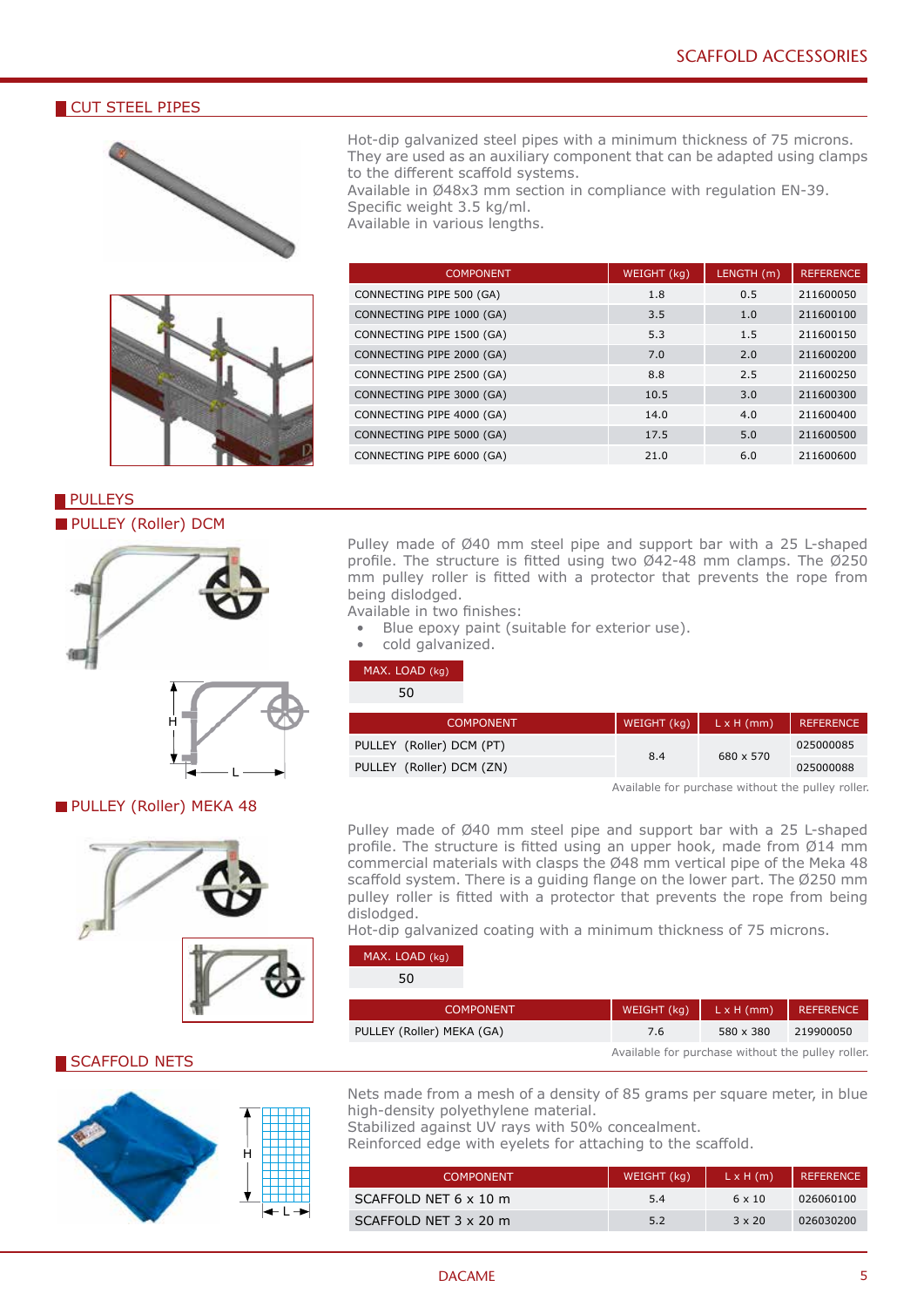## CUT STEEL PIPES

Hot-dip galvanized steel pipes with a minimum thickness of 75 microns. They are used as an auxiliary component that can be adapted using clamps to the different scaffold systems.
Available in Ø48x3 mm section in compliance with regulation EN-39.
Specific weight 3.5 kg/ml.
Available in various lengths.

| COMPONENT | WEIGHT (kg) | LENGTH (m) | REFERENCE |
|---|---|---|---|
| CONNECTING PIPE 500 (GA) | 1.8 | 0.5 | 211600050 |
| CONNECTING PIPE 1000 (GA) | 3.5 | 1.0 | 211600100 |
| CONNECTING PIPE 1500 (GA) | 5.3 | 1.5 | 211600150 |
| CONNECTING PIPE 2000 (GA) | 7.0 | 2.0 | 211600200 |
| CONNECTING PIPE 2500 (GA) | 8.8 | 2.5 | 211600250 |
| CONNECTING PIPE 3000 (GA) | 10.5 | 3.0 | 211600300 |
| CONNECTING PIPE 4000 (GA) | 14.0 | 4.0 | 211600400 |
| CONNECTING PIPE 5000 (GA) | 17.5 | 5.0 | 211600500 |
| CONNECTING PIPE 6000 (GA) | 21.0 | 6.0 | 211600600 |

## PULLEYS

### PULLEY (Roller) DCM

Pulley made of Ø40 mm steel pipe and support bar with a 25 L-shaped profile. The structure is fitted using two Ø42-48 mm clamps. The Ø250 mm pulley roller is fitted with a protector that prevents the rope from being dislodged.
Available in two finishes:

- Blue epoxy paint (suitable for exterior use).
- cold galvanized.

| MAX. LOAD (kg) |
|---|
| 50 |

| COMPONENT | WEIGHT (kg) | L x H (mm) | REFERENCE |
|---|---|---|---|
| PULLEY (Roller) DCM (PT) | 8.4 | 680 x 570 | 025000085 |
| PULLEY (Roller) DCM (ZN) | | | 025000088 |

Available for purchase without the pulley roller.

### PULLEY (Roller) MEKA 48

Pulley made of Ø40 mm steel pipe and support bar with a 25 L-shaped profile. The structure is fitted using an upper hook, made from Ø14 mm commercial materials with clasps the Ø48 mm vertical pipe of the Meka 48 scaffold system. There is a guiding flange on the lower part. The Ø250 mm pulley roller is fitted with a protector that prevents the rope from being dislodged.
Hot-dip galvanized coating with a minimum thickness of 75 microns.

| MAX. LOAD (kg) |
|---|
| 50 |

| COMPONENT | WEIGHT (kg) | L x H (mm) | REFERENCE |
|---|---|---|---|
| PULLEY (Roller) MEKA (GA) | 7.6 | 580 x 380 | 219900050 |

Available for purchase without the pulley roller.

## SCAFFOLD NETS

Nets made from a mesh of a density of 85 grams per square meter, in blue high-density polyethylene material.
Stabilized against UV rays with 50% concealment.
Reinforced edge with eyelets for attaching to the scaffold.

| COMPONENT | WEIGHT (kg) | L x H (m) | REFERENCE |
|---|---|---|---|
| SCAFFOLD NET 6 x 10 m | 5.4 | 6 x 10 | 026060100 |
| SCAFFOLD NET 3 x 20 m | 5.2 | 3 x 20 | 026030200 |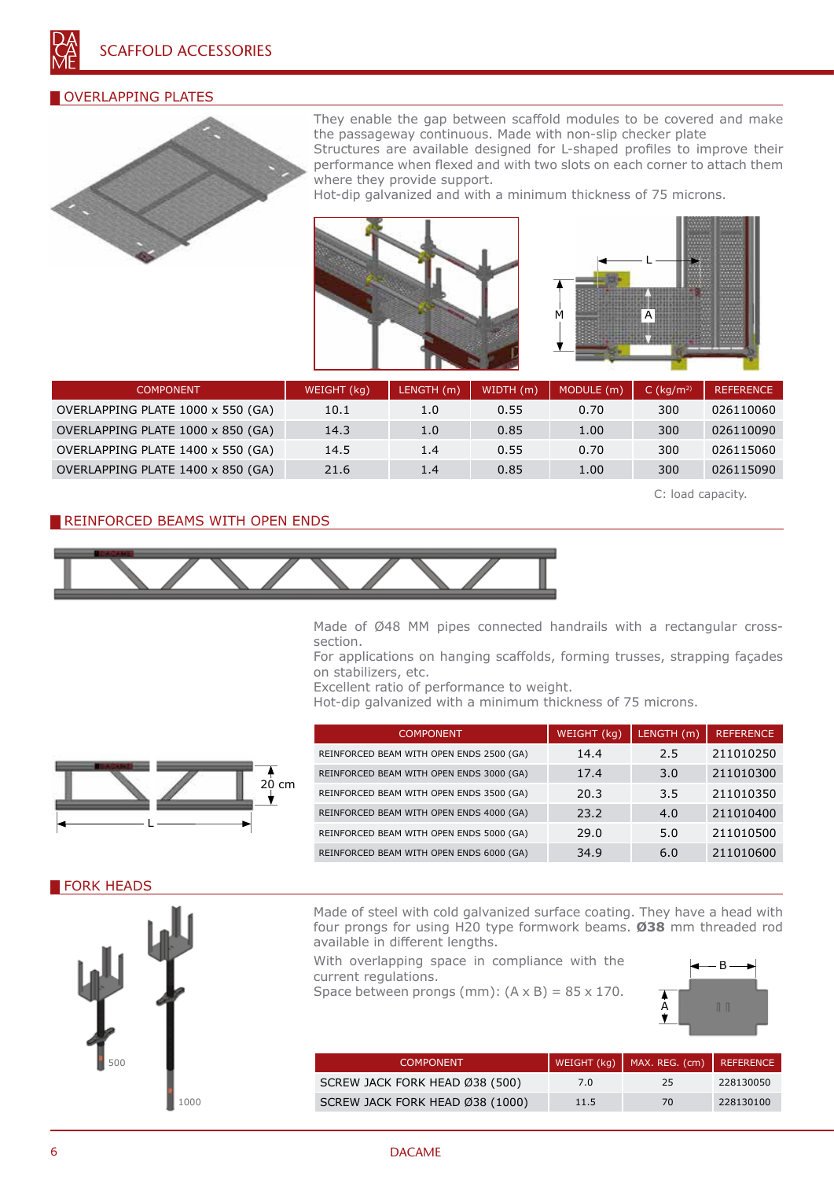# SCAFFOLD ACCESSORIES

## OVERLAPPING PLATES

They enable the gap between scaffold modules to be covered and make the passageway continuous. Made with non-slip checker plate
Structures are available designed for L-shaped profiles to improve their performance when flexed and with two slots on each corner to attach them where they provide support.
Hot-dip galvanized and with a minimum thickness of 75 microns.

| COMPONENT | WEIGHT (kg) | LENGTH (m) | WIDTH (m) | MODULE (m) | C (kg/m²) | REFERENCE |
|---|---|---|---|---|---|---|
| OVERLAPPING PLATE 1000 x 550 (GA) | 10.1 | 1.0 | 0.55 | 0.70 | 300 | 026110060 |
| OVERLAPPING PLATE 1000 x 850 (GA) | 14.3 | 1.0 | 0.85 | 1.00 | 300 | 026110090 |
| OVERLAPPING PLATE 1400 x 550 (GA) | 14.5 | 1.4 | 0.55 | 0.70 | 300 | 026115060 |
| OVERLAPPING PLATE 1400 x 850 (GA) | 21.6 | 1.4 | 0.85 | 1.00 | 300 | 026115090 |

C: load capacity.

## REINFORCED BEAMS WITH OPEN ENDS

Made of Ø48 MM pipes connected handrails with a rectangular cross-section.
For applications on hanging scaffolds, forming trusses, strapping façades on stabilizers, etc.
Excellent ratio of performance to weight.
Hot-dip galvanized with a minimum thickness of 75 microns.

| COMPONENT | WEIGHT (kg) | LENGTH (m) | REFERENCE |
|---|---|---|---|
| REINFORCED BEAM WITH OPEN ENDS 2500 (GA) | 14.4 | 2.5 | 211010250 |
| REINFORCED BEAM WITH OPEN ENDS 3000 (GA) | 17.4 | 3.0 | 211010300 |
| REINFORCED BEAM WITH OPEN ENDS 3500 (GA) | 20.3 | 3.5 | 211010350 |
| REINFORCED BEAM WITH OPEN ENDS 4000 (GA) | 23.2 | 4.0 | 211010400 |
| REINFORCED BEAM WITH OPEN ENDS 5000 (GA) | 29.0 | 5.0 | 211010500 |
| REINFORCED BEAM WITH OPEN ENDS 6000 (GA) | 34.9 | 6.0 | 211010600 |

## FORK HEADS

Made of steel with cold galvanized surface coating. They have a head with four prongs for using H20 type formwork beams. **Ø38** mm threaded rod available in different lengths.

With overlapping space in compliance with the current regulations.
Space between prongs (mm): (A x B) = 85 x 170.

| COMPONENT | WEIGHT (kg) | MAX. REG. (cm) | REFERENCE |
|---|---|---|---|
| SCREW JACK FORK HEAD Ø38 (500) | 7.0 | 25 | 228130050 |
| SCREW JACK FORK HEAD Ø38 (1000) | 11.5 | 70 | 228130100 |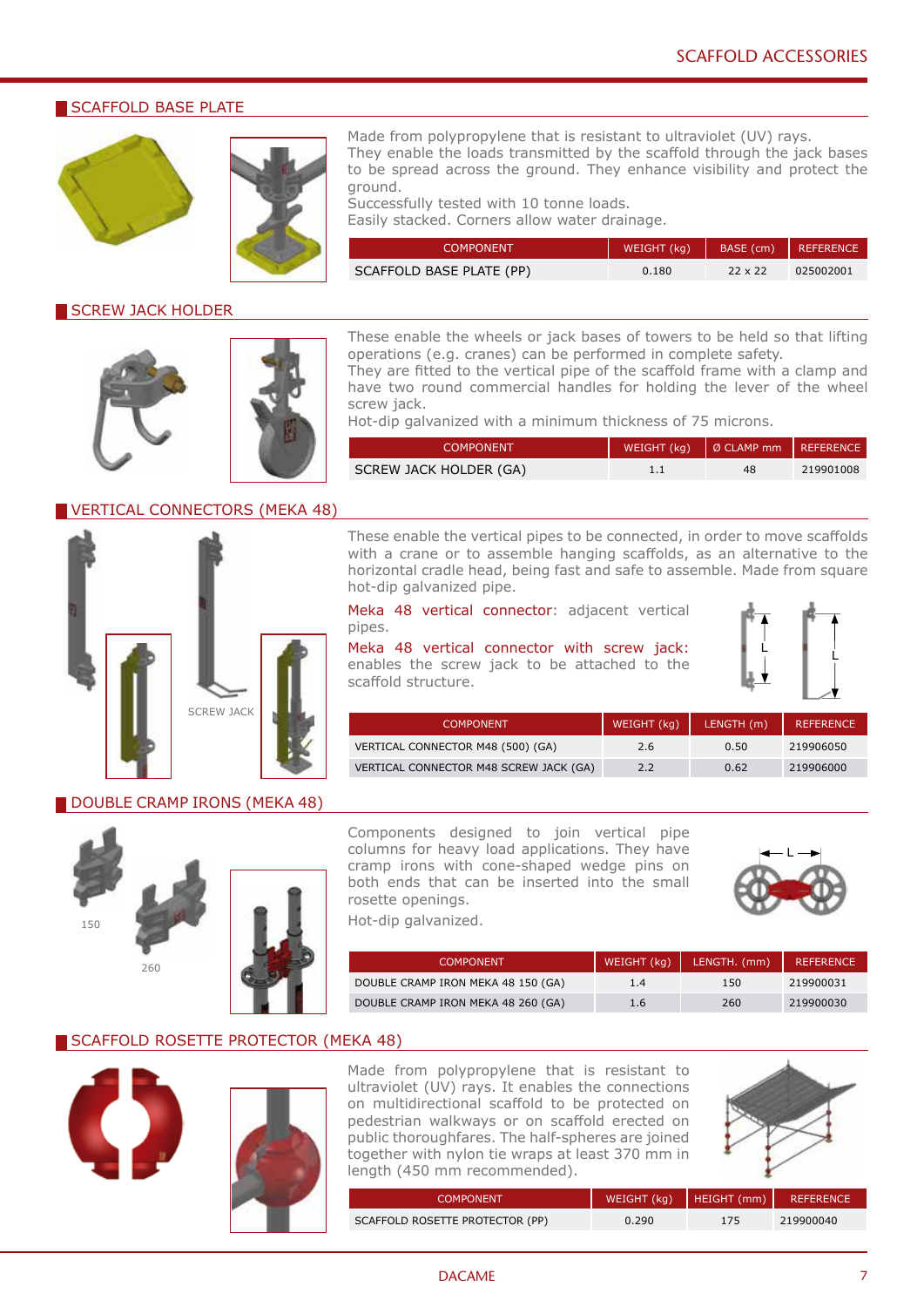## SCAFFOLD BASE PLATE

Made from polypropylene that is resistant to ultraviolet (UV) rays.
They enable the loads transmitted by the scaffold through the jack bases to be spread across the ground. They enhance visibility and protect the ground.
Successfully tested with 10 tonne loads.
Easily stacked. Corners allow water drainage.

| COMPONENT | WEIGHT (kg) | BASE (cm) | REFERENCE |
|---|---|---|---|
| SCAFFOLD BASE PLATE (PP) | 0.180 | 22 x 22 | 025002001 |

## SCREW JACK HOLDER

These enable the wheels or jack bases of towers to be held so that lifting operations (e.g. cranes) can be performed in complete safety.
They are fitted to the vertical pipe of the scaffold frame with a clamp and have two round commercial handles for holding the lever of the wheel screw jack.
Hot-dip galvanized with a minimum thickness of 75 microns.

| COMPONENT | WEIGHT (kg) | Ø CLAMP mm | REFERENCE |
|---|---|---|---|
| SCREW JACK HOLDER (GA) | 1.1 | 48 | 219901008 |

## VERTICAL CONNECTORS (MEKA 48)

SCREW JACK

These enable the vertical pipes to be connected, in order to move scaffolds with a crane or to assemble hanging scaffolds, as an alternative to the horizontal cradle head, being fast and safe to assemble. Made from square hot-dip galvanized pipe.

Meka 48 vertical connector: adjacent vertical pipes.

Meka 48 vertical connector with screw jack: enables the screw jack to be attached to the scaffold structure.

| COMPONENT | WEIGHT (kg) | LENGTH (m) | REFERENCE |
|---|---|---|---|
| VERTICAL CONNECTOR M48 (500) (GA) | 2.6 | 0.50 | 219906050 |
| VERTICAL CONNECTOR M48 SCREW JACK (GA) | 2.2 | 0.62 | 219906000 |

## DOUBLE CRAMP IRONS (MEKA 48)

150

260

Components designed to join vertical pipe columns for heavy load applications. They have cramp irons with cone-shaped wedge pins on both ends that can be inserted into the small rosette openings.
Hot-dip galvanized.

| COMPONENT | WEIGHT (kg) | LENGTH. (mm) | REFERENCE |
|---|---|---|---|
| DOUBLE CRAMP IRON MEKA 48 150 (GA) | 1.4 | 150 | 219900031 |
| DOUBLE CRAMP IRON MEKA 48 260 (GA) | 1.6 | 260 | 219900030 |

## SCAFFOLD ROSETTE PROTECTOR (MEKA 48)

Made from polypropylene that is resistant to ultraviolet (UV) rays. It enables the connections on multidirectional scaffold to be protected on pedestrian walkways or on scaffold erected on public thoroughfares. The half-spheres are joined together with nylon tie wraps at least 370 mm in length (450 mm recommended).

| COMPONENT | WEIGHT (kg) | HEIGHT (mm) | REFERENCE |
|---|---|---|---|
| SCAFFOLD ROSETTE PROTECTOR (PP) | 0.290 | 175 | 219900040 |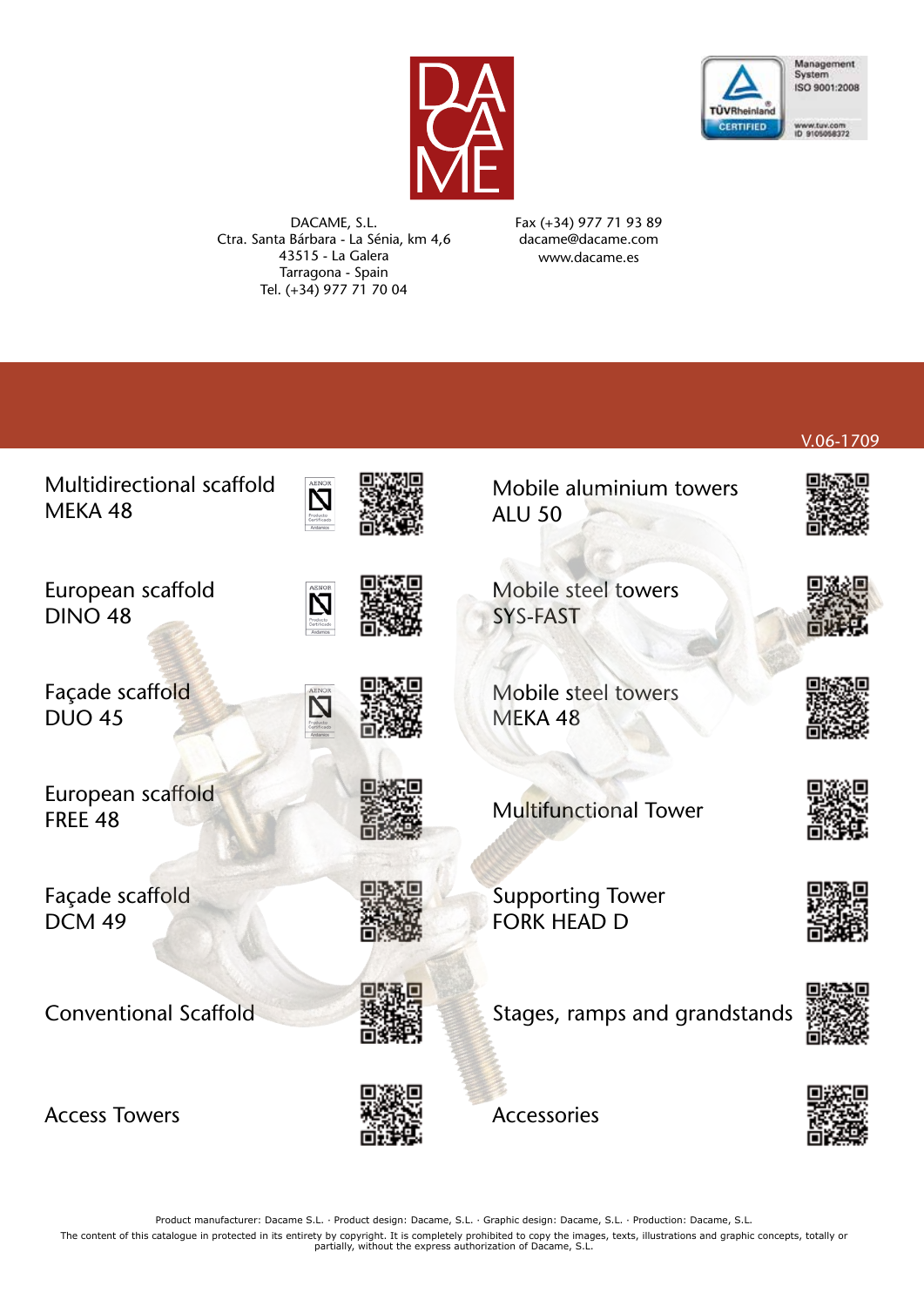DACAME, S.L.
Ctra. Santa Bárbara - La Sénia, km 4,6
43515 - La Galera
Tarragona - Spain
Tel. (+34) 977 71 70 04

Fax (+34) 977 71 93 89
dacame@dacame.com
www.dacame.es

V.06-1709

Multidirectional scaffold
MEKA 48

European scaffold
DINO 48

Façade scaffold
DUO 45

European scaffold
FREE 48

Façade scaffold
DCM 49

Conventional Scaffold

Access Towers

Mobile aluminium towers
ALU 50

Mobile steel towers
SYS-FAST

Mobile steel towers
MEKA 48

Multifunctional Tower

Supporting Tower
FORK HEAD D

Stages, ramps and grandstands

Accessories

Product manufacturer: Dacame S.L. · Product design: Dacame, S.L. · Graphic design: Dacame, S.L. · Production: Dacame, S.L.

The content of this catalogue in protected in its entirety by copyright. It is completely prohibited to copy the images, texts, illustrations and graphic concepts, totally or partially, without the express authorization of Dacame, S.L.